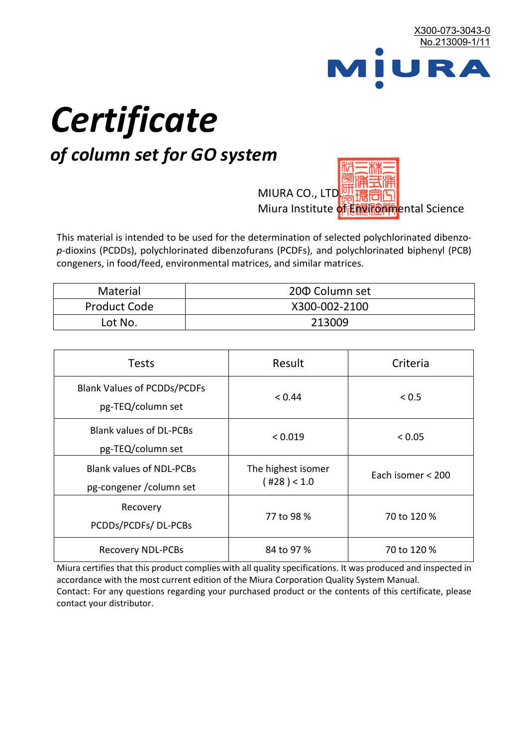X300-073-3043-0
No.213009-1/11

MIURA

# *Certificate*

## *of column set for GO system*

MIURA CO., LTD.
Miura Institute of Environmental Science

This material is intended to be used for the determination of selected polychlorinated dibenzo-*p*-dioxins (PCDDs), polychlorinated dibenzofurans (PCDFs), and polychlorinated biphenyl (PCB) congeners, in food/feed, environmental matrices, and similar matrices.

| Material | 20Φ Column set |
|---|---|
| Product Code | X300-002-2100 |
| Lot No. | 213009 |

| Tests | Result | Criteria |
|---|---|---|
| Blank Values of PCDDs/PCDFs pg-TEQ/column set | < 0.44 | < 0.5 |
| Blank values of DL-PCBs pg-TEQ/column set | < 0.019 | < 0.05 |
| Blank values of NDL-PCBs pg-congener /column set | The highest isomer ( #28 ) < 1.0 | Each isomer < 200 |
| Recovery PCDDs/PCDFs/ DL-PCBs | 77 to 98 % | 70 to 120 % |
| Recovery NDL-PCBs | 84 to 97 % | 70 to 120 % |

Miura certifies that this product complies with all quality specifications. It was produced and inspected in accordance with the most current edition of the Miura Corporation Quality System Manual.
Contact: For any questions regarding your purchased product or the contents of this certificate, please contact your distributor.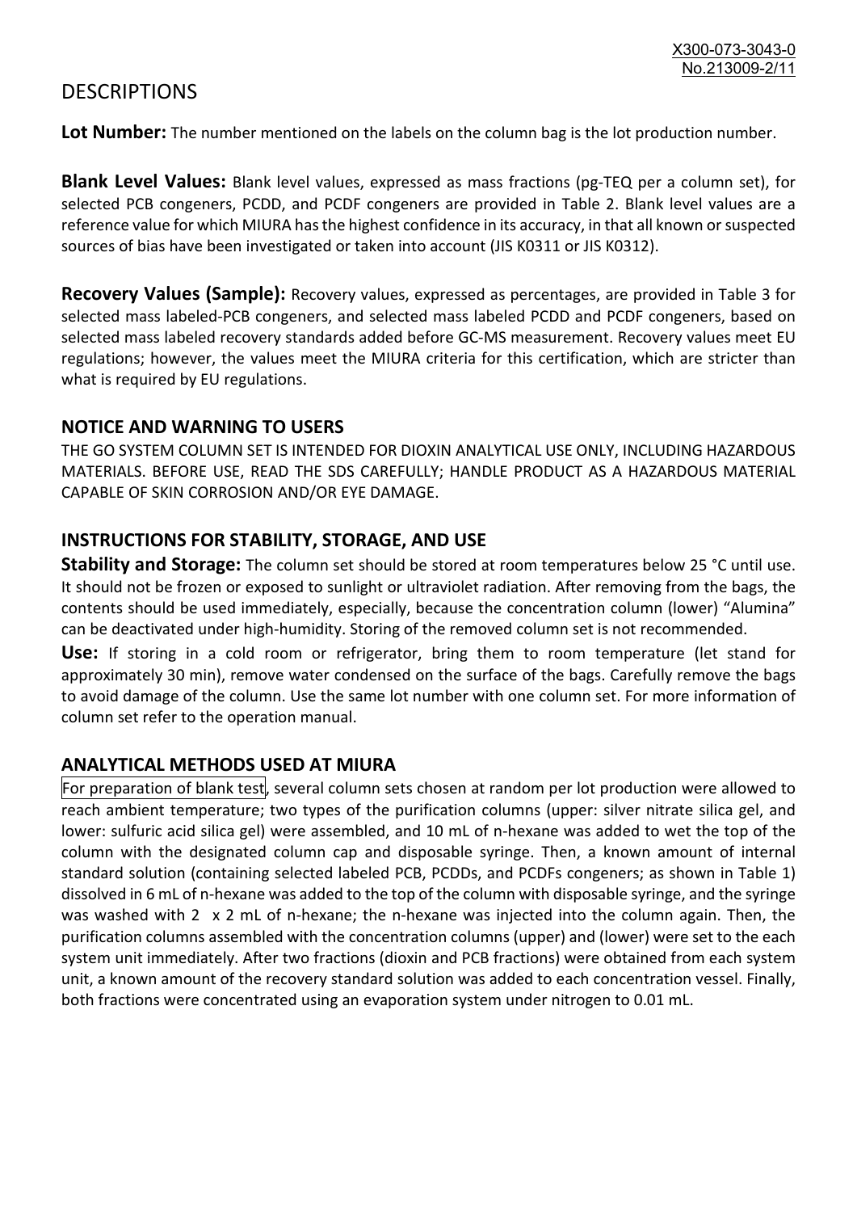# DESCRIPTIONS

**Lot Number:** The number mentioned on the labels on the column bag is the lot production number.

**Blank Level Values:** Blank level values, expressed as mass fractions (pg-TEQ per a column set), for selected PCB congeners, PCDD, and PCDF congeners are provided in Table 2. Blank level values are a reference value for which MIURA has the highest confidence in its accuracy, in that all known or suspected sources of bias have been investigated or taken into account (JIS K0311 or JIS K0312).

**Recovery Values (Sample):** Recovery values, expressed as percentages, are provided in Table 3 for selected mass labeled-PCB congeners, and selected mass labeled PCDD and PCDF congeners, based on selected mass labeled recovery standards added before GC-MS measurement. Recovery values meet EU regulations; however, the values meet the MIURA criteria for this certification, which are stricter than what is required by EU regulations.

## NOTICE AND WARNING TO USERS

THE GO SYSTEM COLUMN SET IS INTENDED FOR DIOXIN ANALYTICAL USE ONLY, INCLUDING HAZARDOUS MATERIALS. BEFORE USE, READ THE SDS CAREFULLY; HANDLE PRODUCT AS A HAZARDOUS MATERIAL CAPABLE OF SKIN CORROSION AND/OR EYE DAMAGE.

## INSTRUCTIONS FOR STABILITY, STORAGE, AND USE

**Stability and Storage:** The column set should be stored at room temperatures below 25 °C until use. It should not be frozen or exposed to sunlight or ultraviolet radiation. After removing from the bags, the contents should be used immediately, especially, because the concentration column (lower) "Alumina" can be deactivated under high-humidity. Storing of the removed column set is not recommended.

**Use:** If storing in a cold room or refrigerator, bring them to room temperature (let stand for approximately 30 min), remove water condensed on the surface of the bags. Carefully remove the bags to avoid damage of the column. Use the same lot number with one column set. For more information of column set refer to the operation manual.

## ANALYTICAL METHODS USED AT MIURA

For preparation of blank test, several column sets chosen at random per lot production were allowed to reach ambient temperature; two types of the purification columns (upper: silver nitrate silica gel, and lower: sulfuric acid silica gel) were assembled, and 10 mL of n-hexane was added to wet the top of the column with the designated column cap and disposable syringe. Then, a known amount of internal standard solution (containing selected labeled PCB, PCDDs, and PCDFs congeners; as shown in Table 1) dissolved in 6 mL of n-hexane was added to the top of the column with disposable syringe, and the syringe was washed with 2 x 2 mL of n-hexane; the n-hexane was injected into the column again. Then, the purification columns assembled with the concentration columns (upper) and (lower) were set to the each system unit immediately. After two fractions (dioxin and PCB fractions) were obtained from each system unit, a known amount of the recovery standard solution was added to each concentration vessel. Finally, both fractions were concentrated using an evaporation system under nitrogen to 0.01 mL.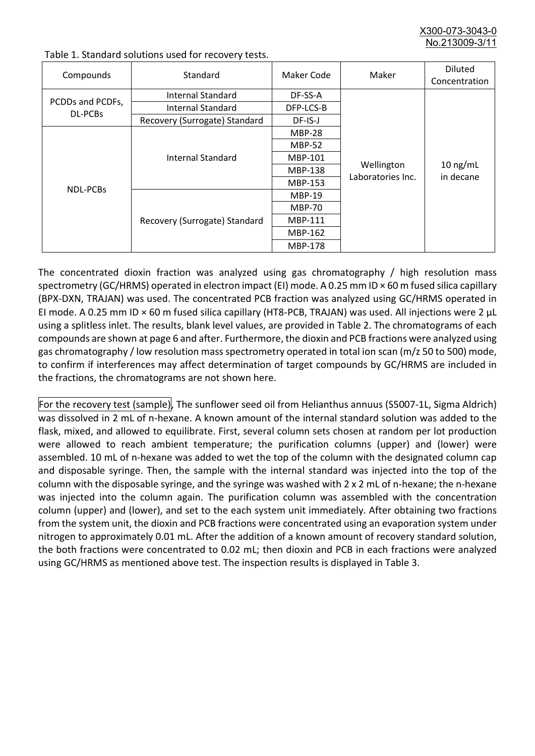Table 1. Standard solutions used for recovery tests.

| Compounds | Standard | Maker Code | Maker | Diluted Concentration |
|---|---|---|---|---|
| PCDDs and PCDFs, DL-PCBs | Internal Standard | DF-SS-A | Wellington Laboratories Inc. | 10 ng/mL in decane |
| | Internal Standard | DFP-LCS-B | | |
| | Recovery (Surrogate) Standard | DF-IS-J | | |
| NDL-PCBs | Internal Standard | MBP-28 | | |
| | | MBP-52 | | |
| | | MBP-101 | | |
| | | MBP-138 | | |
| | | MBP-153 | | |
| | Recovery (Surrogate) Standard | MBP-19 | | |
| | | MBP-70 | | |
| | | MBP-111 | | |
| | | MBP-162 | | |
| | | MBP-178 | | |

The concentrated dioxin fraction was analyzed using gas chromatography / high resolution mass spectrometry (GC/HRMS) operated in electron impact (EI) mode. A 0.25 mm ID × 60 m fused silica capillary (BPX-DXN, TRAJAN) was used. The concentrated PCB fraction was analyzed using GC/HRMS operated in EI mode. A 0.25 mm ID × 60 m fused silica capillary (HT8-PCB, TRAJAN) was used. All injections were 2 µL using a splitless inlet. The results, blank level values, are provided in Table 2. The chromatograms of each compounds are shown at page 6 and after. Furthermore, the dioxin and PCB fractions were analyzed using gas chromatography / low resolution mass spectrometry operated in total ion scan (m/z 50 to 500) mode, to confirm if interferences may affect determination of target compounds by GC/HRMS are included in the fractions, the chromatograms are not shown here.

For the recovery test (sample), The sunflower seed oil from Helianthus annuus (S5007-1L, Sigma Aldrich) was dissolved in 2 mL of n-hexane. A known amount of the internal standard solution was added to the flask, mixed, and allowed to equilibrate. First, several column sets chosen at random per lot production were allowed to reach ambient temperature; the purification columns (upper) and (lower) were assembled. 10 mL of n-hexane was added to wet the top of the column with the designated column cap and disposable syringe. Then, the sample with the internal standard was injected into the top of the column with the disposable syringe, and the syringe was washed with 2 x 2 mL of n-hexane; the n-hexane was injected into the column again. The purification column was assembled with the concentration column (upper) and (lower), and set to the each system unit immediately. After obtaining two fractions from the system unit, the dioxin and PCB fractions were concentrated using an evaporation system under nitrogen to approximately 0.01 mL. After the addition of a known amount of recovery standard solution, the both fractions were concentrated to 0.02 mL; then dioxin and PCB in each fractions were analyzed using GC/HRMS as mentioned above test. The inspection results is displayed in Table 3.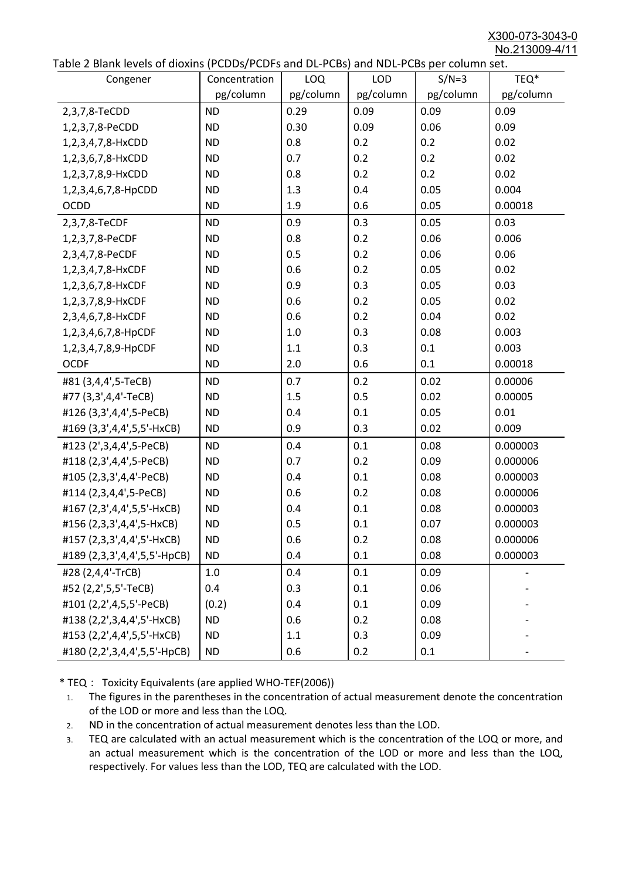Table 2 Blank levels of dioxins (PCDDs/PCDFs and DL-PCBs) and NDL-PCBs per column set.

| Congener | Concentration pg/column | LOQ pg/column | LOD pg/column | S/N=3 pg/column | TEQ* pg/column |
|---|---|---|---|---|---|
| 2,3,7,8-TeCDD | ND | 0.29 | 0.09 | 0.09 | 0.09 |
| 1,2,3,7,8-PeCDD | ND | 0.30 | 0.09 | 0.06 | 0.09 |
| 1,2,3,4,7,8-HxCDD | ND | 0.8 | 0.2 | 0.2 | 0.02 |
| 1,2,3,6,7,8-HxCDD | ND | 0.7 | 0.2 | 0.2 | 0.02 |
| 1,2,3,7,8,9-HxCDD | ND | 0.8 | 0.2 | 0.2 | 0.02 |
| 1,2,3,4,6,7,8-HpCDD | ND | 1.3 | 0.4 | 0.05 | 0.004 |
| OCDD | ND | 1.9 | 0.6 | 0.05 | 0.00018 |
| 2,3,7,8-TeCDF | ND | 0.9 | 0.3 | 0.05 | 0.03 |
| 1,2,3,7,8-PeCDF | ND | 0.8 | 0.2 | 0.06 | 0.006 |
| 2,3,4,7,8-PeCDF | ND | 0.5 | 0.2 | 0.06 | 0.06 |
| 1,2,3,4,7,8-HxCDF | ND | 0.6 | 0.2 | 0.05 | 0.02 |
| 1,2,3,6,7,8-HxCDF | ND | 0.9 | 0.3 | 0.05 | 0.03 |
| 1,2,3,7,8,9-HxCDF | ND | 0.6 | 0.2 | 0.05 | 0.02 |
| 2,3,4,6,7,8-HxCDF | ND | 0.6 | 0.2 | 0.04 | 0.02 |
| 1,2,3,4,6,7,8-HpCDF | ND | 1.0 | 0.3 | 0.08 | 0.003 |
| 1,2,3,4,7,8,9-HpCDF | ND | 1.1 | 0.3 | 0.1 | 0.003 |
| OCDF | ND | 2.0 | 0.6 | 0.1 | 0.00018 |
| #81 (3,4,4',5-TeCB) | ND | 0.7 | 0.2 | 0.02 | 0.00006 |
| #77 (3,3',4,4'-TeCB) | ND | 1.5 | 0.5 | 0.02 | 0.00005 |
| #126 (3,3',4,4',5-PeCB) | ND | 0.4 | 0.1 | 0.05 | 0.01 |
| #169 (3,3',4,4',5,5'-HxCB) | ND | 0.9 | 0.3 | 0.02 | 0.009 |
| #123 (2',3,4,4',5-PeCB) | ND | 0.4 | 0.1 | 0.08 | 0.000003 |
| #118 (2,3',4,4',5-PeCB) | ND | 0.7 | 0.2 | 0.09 | 0.000006 |
| #105 (2,3,3',4,4'-PeCB) | ND | 0.4 | 0.1 | 0.08 | 0.000003 |
| #114 (2,3,4,4',5-PeCB) | ND | 0.6 | 0.2 | 0.08 | 0.000006 |
| #167 (2,3',4,4',5,5'-HxCB) | ND | 0.4 | 0.1 | 0.08 | 0.000003 |
| #156 (2,3,3',4,4',5-HxCB) | ND | 0.5 | 0.1 | 0.07 | 0.000003 |
| #157 (2,3,3',4,4',5'-HxCB) | ND | 0.6 | 0.2 | 0.08 | 0.000006 |
| #189 (2,3,3',4,4',5,5'-HpCB) | ND | 0.4 | 0.1 | 0.08 | 0.000003 |
| #28 (2,4,4'-TrCB) | 1.0 | 0.4 | 0.1 | 0.09 | - |
| #52 (2,2',5,5'-TeCB) | 0.4 | 0.3 | 0.1 | 0.06 | - |
| #101 (2,2',4,5,5'-PeCB) | (0.2) | 0.4 | 0.1 | 0.09 | - |
| #138 (2,2',3,4,4',5'-HxCB) | ND | 0.6 | 0.2 | 0.08 | - |
| #153 (2,2',4,4',5,5'-HxCB) | ND | 1.1 | 0.3 | 0.09 | - |
| #180 (2,2',3,4,4',5,5'-HpCB) | ND | 0.6 | 0.2 | 0.1 | - |

\* TEQ： Toxicity Equivalents (are applied WHO-TEF(2006))

1. The figures in the parentheses in the concentration of actual measurement denote the concentration of the LOD or more and less than the LOQ.
2. ND in the concentration of actual measurement denotes less than the LOD.
3. TEQ are calculated with an actual measurement which is the concentration of the LOQ or more, and an actual measurement which is the concentration of the LOD or more and less than the LOQ, respectively. For values less than the LOD, TEQ are calculated with the LOD.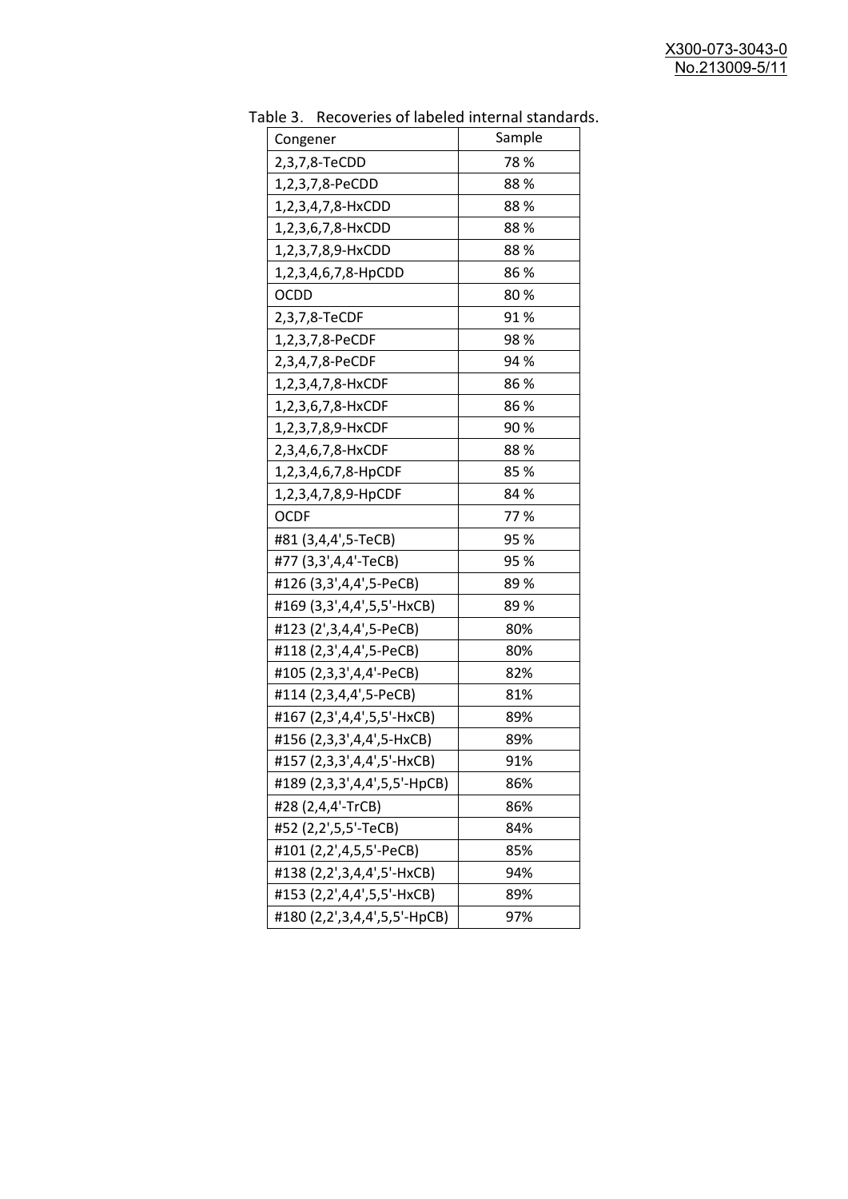Table 3. Recoveries of labeled internal standards.

| Congener | Sample |
|---|---|
| 2,3,7,8-TeCDD | 78 % |
| 1,2,3,7,8-PeCDD | 88 % |
| 1,2,3,4,7,8-HxCDD | 88 % |
| 1,2,3,6,7,8-HxCDD | 88 % |
| 1,2,3,7,8,9-HxCDD | 88 % |
| 1,2,3,4,6,7,8-HpCDD | 86 % |
| OCDD | 80 % |
| 2,3,7,8-TeCDF | 91 % |
| 1,2,3,7,8-PeCDF | 98 % |
| 2,3,4,7,8-PeCDF | 94 % |
| 1,2,3,4,7,8-HxCDF | 86 % |
| 1,2,3,6,7,8-HxCDF | 86 % |
| 1,2,3,7,8,9-HxCDF | 90 % |
| 2,3,4,6,7,8-HxCDF | 88 % |
| 1,2,3,4,6,7,8-HpCDF | 85 % |
| 1,2,3,4,7,8,9-HpCDF | 84 % |
| OCDF | 77 % |
| #81 (3,4,4',5-TeCB) | 95 % |
| #77 (3,3',4,4'-TeCB) | 95 % |
| #126 (3,3',4,4',5-PeCB) | 89 % |
| #169 (3,3',4,4',5,5'-HxCB) | 89 % |
| #123 (2',3,4,4',5-PeCB) | 80% |
| #118 (2,3',4,4',5-PeCB) | 80% |
| #105 (2,3,3',4,4'-PeCB) | 82% |
| #114 (2,3,4,4',5-PeCB) | 81% |
| #167 (2,3',4,4',5,5'-HxCB) | 89% |
| #156 (2,3,3',4,4',5-HxCB) | 89% |
| #157 (2,3,3',4,4',5'-HxCB) | 91% |
| #189 (2,3,3',4,4',5,5'-HpCB) | 86% |
| #28 (2,4,4'-TrCB) | 86% |
| #52 (2,2',5,5'-TeCB) | 84% |
| #101 (2,2',4,5,5'-PeCB) | 85% |
| #138 (2,2',3,4,4',5'-HxCB) | 94% |
| #153 (2,2',4,4',5,5'-HxCB) | 89% |
| #180 (2,2',3,4,4',5,5'-HpCB) | 97% |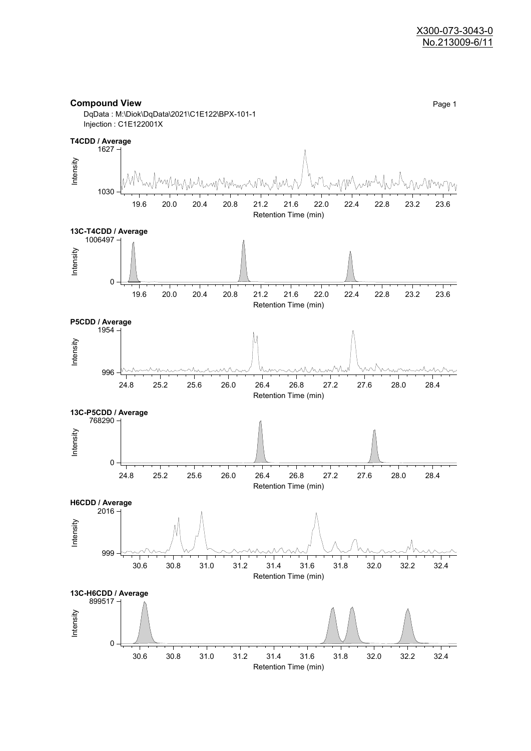X300-073-3043-0
No.213009-6/11

## Compound View

DqData : M:\Diok\DqData\2021\C1E122\BPX-101-1
Injection : C1E122001X

**T4CDD / Average**

Intensity: 1030 – 1627
Retention Time (min): 19.6, 20.0, 20.4, 20.8, 21.2, 21.6, 22.0, 22.4, 22.8, 23.2, 23.6

**13C-T4CDD / Average**

Intensity: 0 – 1006497
Retention Time (min): 19.6, 20.0, 20.4, 20.8, 21.2, 21.6, 22.0, 22.4, 22.8, 23.2, 23.6

**P5CDD / Average**

Intensity: 996 – 1954
Retention Time (min): 24.8, 25.2, 25.6, 26.0, 26.4, 26.8, 27.2, 27.6, 28.0, 28.4

**13C-P5CDD / Average**

Intensity: 0 – 768290
Retention Time (min): 24.8, 25.2, 25.6, 26.0, 26.4, 26.8, 27.2, 27.6, 28.0, 28.4

**H6CDD / Average**

Intensity: 999 – 2016
Retention Time (min): 30.6, 30.8, 31.0, 31.2, 31.4, 31.6, 31.8, 32.0, 32.2, 32.4

**13C-H6CDD / Average**

Intensity: 0 – 899517
Retention Time (min): 30.6, 30.8, 31.0, 31.2, 31.4, 31.6, 31.8, 32.0, 32.2, 32.4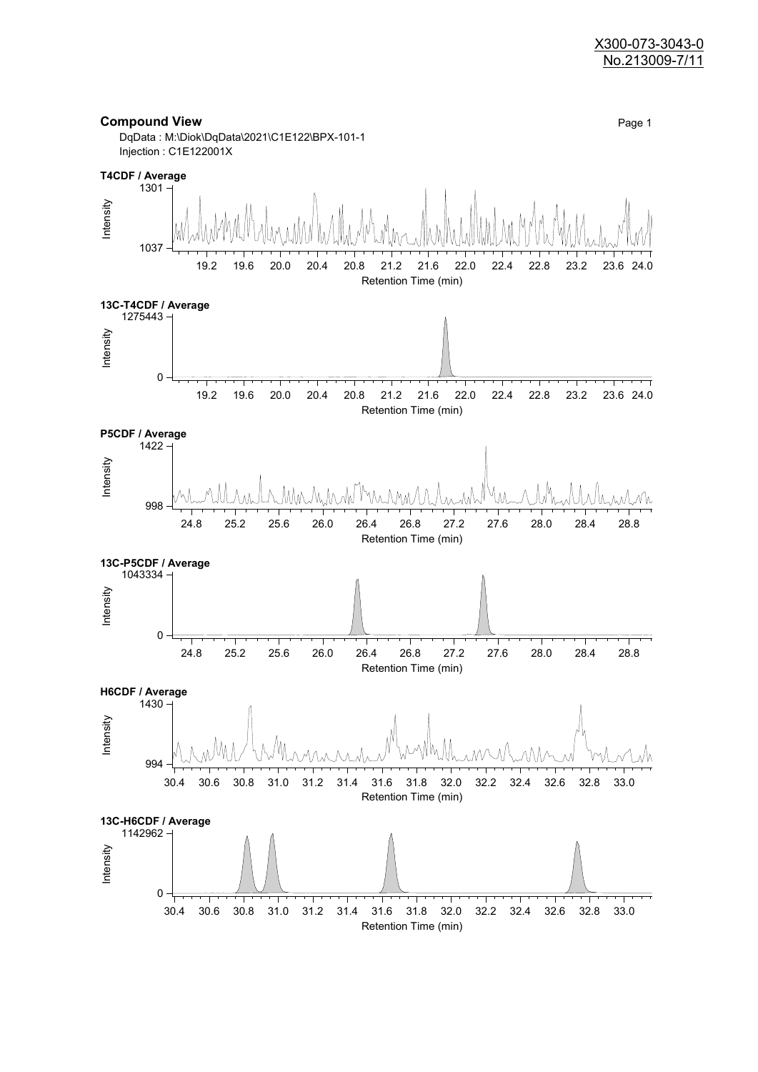X300-073-3043-0
No.213009-7/11

## Compound View

DqData : M:\Diok\DqData\2021\C1E122\BPX-101-1
Injection : C1E122001X

**T4CDF / Average**

Intensity: 1037 – 1301
Retention Time (min): 19.2, 19.6, 20.0, 20.4, 20.8, 21.2, 21.6, 22.0, 22.4, 22.8, 23.2, 23.6, 24.0

**13C-T4CDF / Average**

Intensity: 0 – 1275443
Retention Time (min): 19.2, 19.6, 20.0, 20.4, 20.8, 21.2, 21.6, 22.0, 22.4, 22.8, 23.2, 23.6, 24.0

**P5CDF / Average**

Intensity: 998 – 1422
Retention Time (min): 24.8, 25.2, 25.6, 26.0, 26.4, 26.8, 27.2, 27.6, 28.0, 28.4, 28.8

**13C-P5CDF / Average**

Intensity: 0 – 1043334
Retention Time (min): 24.8, 25.2, 25.6, 26.0, 26.4, 26.8, 27.2, 27.6, 28.0, 28.4, 28.8

**H6CDF / Average**

Intensity: 994 – 1430
Retention Time (min): 30.4, 30.6, 30.8, 31.0, 31.2, 31.4, 31.6, 31.8, 32.0, 32.2, 32.4, 32.6, 32.8, 33.0

**13C-H6CDF / Average**

Intensity: 0 – 1142962
Retention Time (min): 30.4, 30.6, 30.8, 31.0, 31.2, 31.4, 31.6, 31.8, 32.0, 32.2, 32.4, 32.6, 32.8, 33.0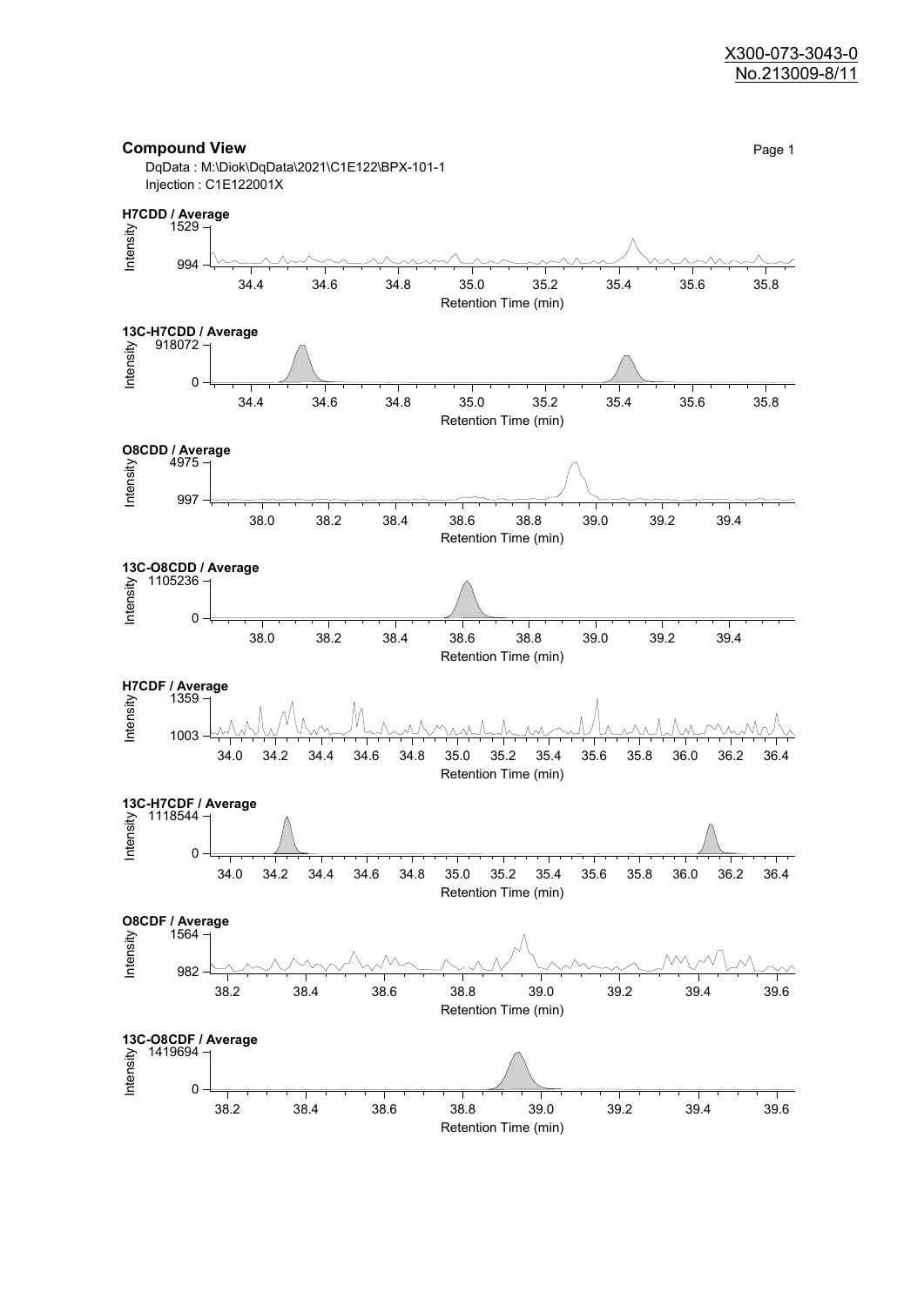X300-073-3043-0
No.213009-8/11

## Compound View

DqData : M:\Diok\DqData\2021\C1E122\BPX-101-1
Injection : C1E122001X

**H7CDD / Average**

Intensity: 1529, 994
Retention Time (min): 34.4, 34.6, 34.8, 35.0, 35.2, 35.4, 35.6, 35.8

**13C-H7CDD / Average**

Intensity: 918072, 0
Retention Time (min): 34.4, 34.6, 34.8, 35.0, 35.2, 35.4, 35.6, 35.8

**O8CDD / Average**

Intensity: 4975, 997
Retention Time (min): 38.0, 38.2, 38.4, 38.6, 38.8, 39.0, 39.2, 39.4

**13C-O8CDD / Average**

Intensity: 1105236, 0
Retention Time (min): 38.0, 38.2, 38.4, 38.6, 38.8, 39.0, 39.2, 39.4

**H7CDF / Average**

Intensity: 1359, 1003
Retention Time (min): 34.0, 34.2, 34.4, 34.6, 34.8, 35.0, 35.2, 35.4, 35.6, 35.8, 36.0, 36.2, 36.4

**13C-H7CDF / Average**

Intensity: 1118544, 0
Retention Time (min): 34.0, 34.2, 34.4, 34.6, 34.8, 35.0, 35.2, 35.4, 35.6, 35.8, 36.0, 36.2, 36.4

**O8CDF / Average**

Intensity: 1564, 982
Retention Time (min): 38.2, 38.4, 38.6, 38.8, 39.0, 39.2, 39.4, 39.6

**13C-O8CDF / Average**

Intensity: 1419694, 0
Retention Time (min): 38.2, 38.4, 38.6, 38.8, 39.0, 39.2, 39.4, 39.6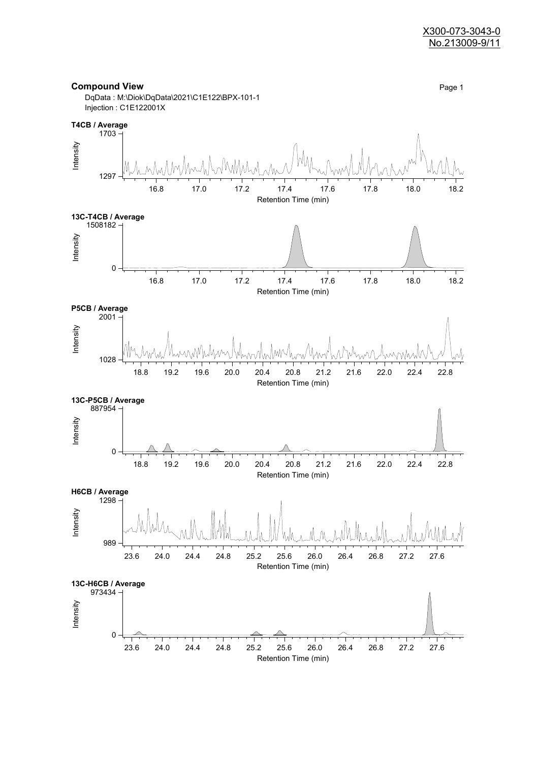X300-073-3043-0
No.213009-9/11

## Compound View

DqData : M:\Diok\DqData\2021\C1E122\BPX-101-1
Injection : C1E122001X

**T4CB / Average**

Intensity: 1297 – 1703
Retention Time (min): 16.8, 17.0, 17.2, 17.4, 17.6, 17.8, 18.0, 18.2

**13C-T4CB / Average**

Intensity: 0 – 1508182
Retention Time (min): 16.8, 17.0, 17.2, 17.4, 17.6, 17.8, 18.0, 18.2

**P5CB / Average**

Intensity: 1028 – 2001
Retention Time (min): 18.8, 19.2, 19.6, 20.0, 20.4, 20.8, 21.2, 21.6, 22.0, 22.4, 22.8

**13C-P5CB / Average**

Intensity: 0 – 887954
Retention Time (min): 18.8, 19.2, 19.6, 20.0, 20.4, 20.8, 21.2, 21.6, 22.0, 22.4, 22.8

**H6CB / Average**

Intensity: 989 – 1298
Retention Time (min): 23.6, 24.0, 24.4, 24.8, 25.2, 25.6, 26.0, 26.4, 26.8, 27.2, 27.6

**13C-H6CB / Average**

Intensity: 0 – 973434
Retention Time (min): 23.6, 24.0, 24.4, 24.8, 25.2, 25.6, 26.0, 26.4, 26.8, 27.2, 27.6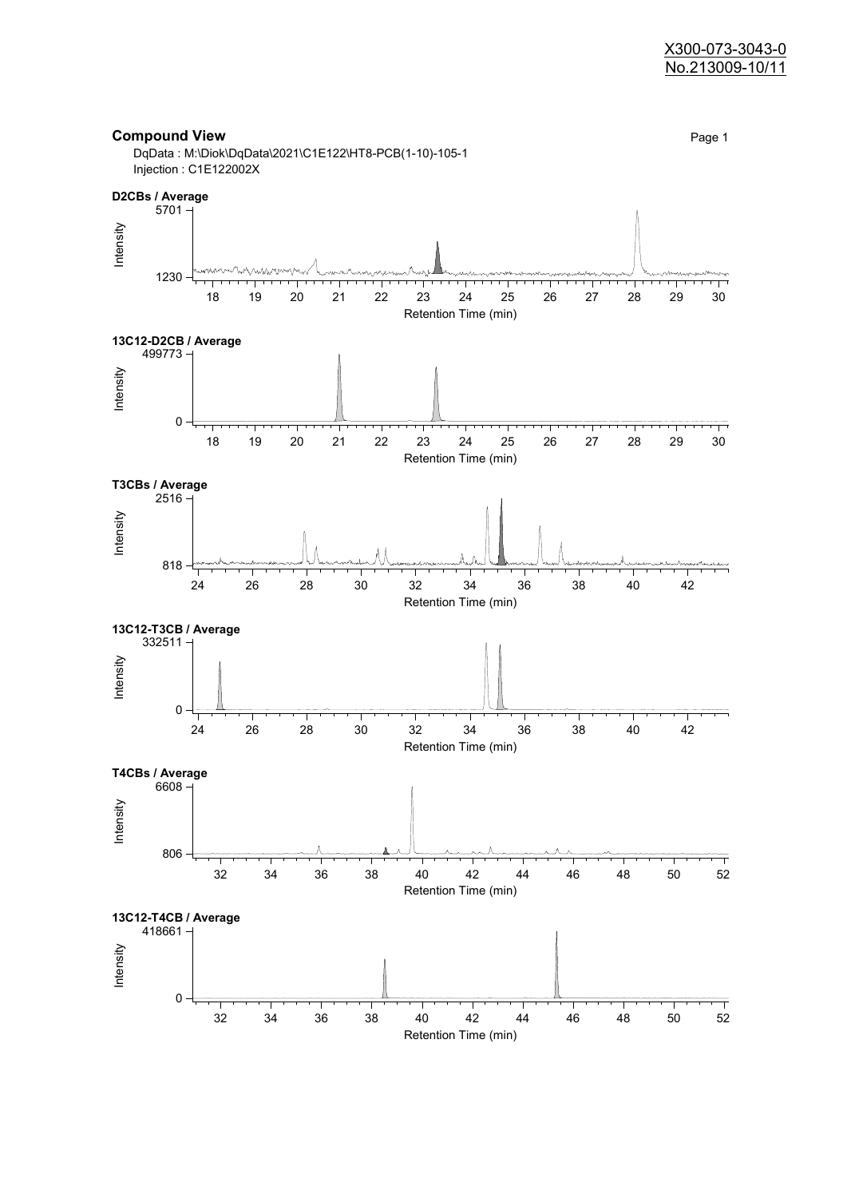X300-073-3043-0
No.213009-10/11

**Compound View**

DqData : M:\Diok\DqData\2021\C1E122\HT8-PCB(1-10)-105-1
Injection : C1E122002X

**D2CBs / Average**

Intensity: 1230 – 5701
Retention Time (min): 18 19 20 21 22 23 24 25 26 27 28 29 30

**13C12-D2CB / Average**

Intensity: 0 – 499773
Retention Time (min): 18 19 20 21 22 23 24 25 26 27 28 29 30

**T3CBs / Average**

Intensity: 818 – 2516
Retention Time (min): 24 26 28 30 32 34 36 38 40 42

**13C12-T3CB / Average**

Intensity: 0 – 332511
Retention Time (min): 24 26 28 30 32 34 36 38 40 42

**T4CBs / Average**

Intensity: 806 – 6608
Retention Time (min): 32 34 36 38 40 42 44 46 48 50 52

**13C12-T4CB / Average**

Intensity: 0 – 418661
Retention Time (min): 32 34 36 38 40 42 44 46 48 50 52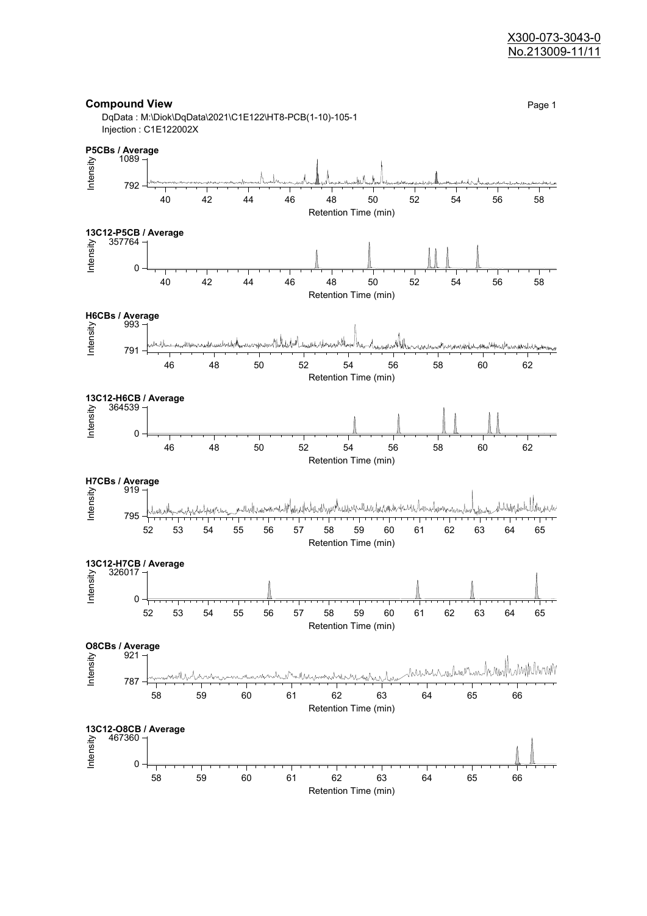X300-073-3043-0
No.213009-11/11

## Compound View

Page 1

DqData : M:\Diok\DqData\2021\C1E122\HT8-PCB(1-10)-105-1
Injection : C1E122002X

**P5CBs / Average**

Intensity
1089
792
40 42 44 46 48 50 52 54 56 58
Retention Time (min)

**13C12-P5CB / Average**

Intensity
357764
0
40 42 44 46 48 50 52 54 56 58
Retention Time (min)

**H6CBs / Average**

Intensity
993
791
46 48 50 52 54 56 58 60 62
Retention Time (min)

**13C12-H6CB / Average**

Intensity
364539
0
46 48 50 52 54 56 58 60 62
Retention Time (min)

**H7CBs / Average**

Intensity
919
795
52 53 54 55 56 57 58 59 60 61 62 63 64 65
Retention Time (min)

**13C12-H7CB / Average**

Intensity
326017
0
52 53 54 55 56 57 58 59 60 61 62 63 64 65
Retention Time (min)

**O8CBs / Average**

Intensity
921
787
58 59 60 61 62 63 64 65 66
Retention Time (min)

**13C12-O8CB / Average**

Intensity
467360
0
58 59 60 61 62 63 64 65 66
Retention Time (min)